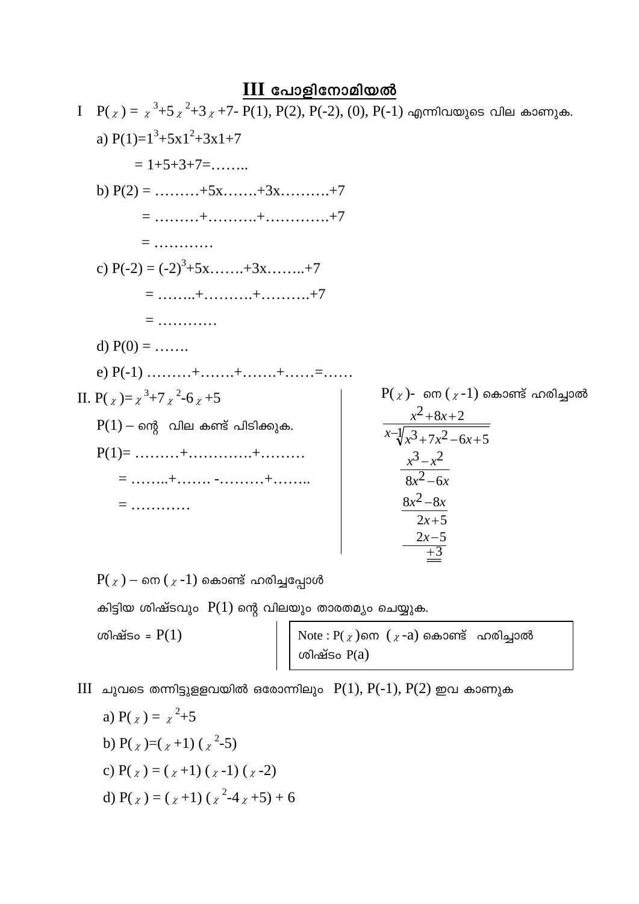# III പോളിനോമിയൽ

I $P(x) = x^3+5x^2+3x+7$- P(1), P(2), P(-2), (0), P(-1) എന്നിവയുടെ വില കാണുക.

a) $P(1)=1^3+5x1^2+3x1+7$

$= 1+5+3+7=$……..

b) P(2) = ………+5x…….+3x……….+7

= ………+……….+………….+7

= …………

c) $P(-2) = (-2)^3+5x$…….+3x……..+7

= ……..+……….+……….+7

= …………

d) P(0) = …….

e) P(-1) ………+…….+…….+……=……

II. $P(x)=x^3+7x^2-6x+5$

P(1) – ന്റെ വില കണ്ട് പിടിക്കുക.

P(1)= ………+………….+………

= ……..+……. -………+……..

= …………

$P(x)$- നെ $(x-1)$ കൊണ്ട് ഹരിച്ചാൽ

$$
\begin{array}{r}
x^2+8x+2 \\
x-1\overline{)x^3+7x^2-6x+5} \\
\underline{x^3-x^2} \\
8x^2-6x \\
\underline{8x^2-8x} \\
2x+5 \\
\underline{2x-5} \\
+3
\end{array}
$$

$P(x)$ – നെ $(x-1)$ കൊണ്ട് ഹരിച്ചപ്പോൾ

കിട്ടിയ ശിഷ്ടവും P(1) ന്റെ വിലയും താരതമ്യം ചെയ്യുക.

ശിഷ്ടം = P(1)

> Note : $P(x)$നെ $(x-a)$ കൊണ്ട് ഹരിച്ചാൽ ശിഷ്ടം P(a)

III ചുവടെ തന്നിട്ടുള്ളവയിൽ ഒരോന്നിലും P(1), P(-1), P(2) ഇവ കാണുക

a) $P(x) = x^2+5$

b) $P(x)=(x+1)(x^2-5)$

c) $P(x) = (x+1)(x-1)(x-2)$

d) $P(x) = (x+1)(x^2-4x+5) + 6$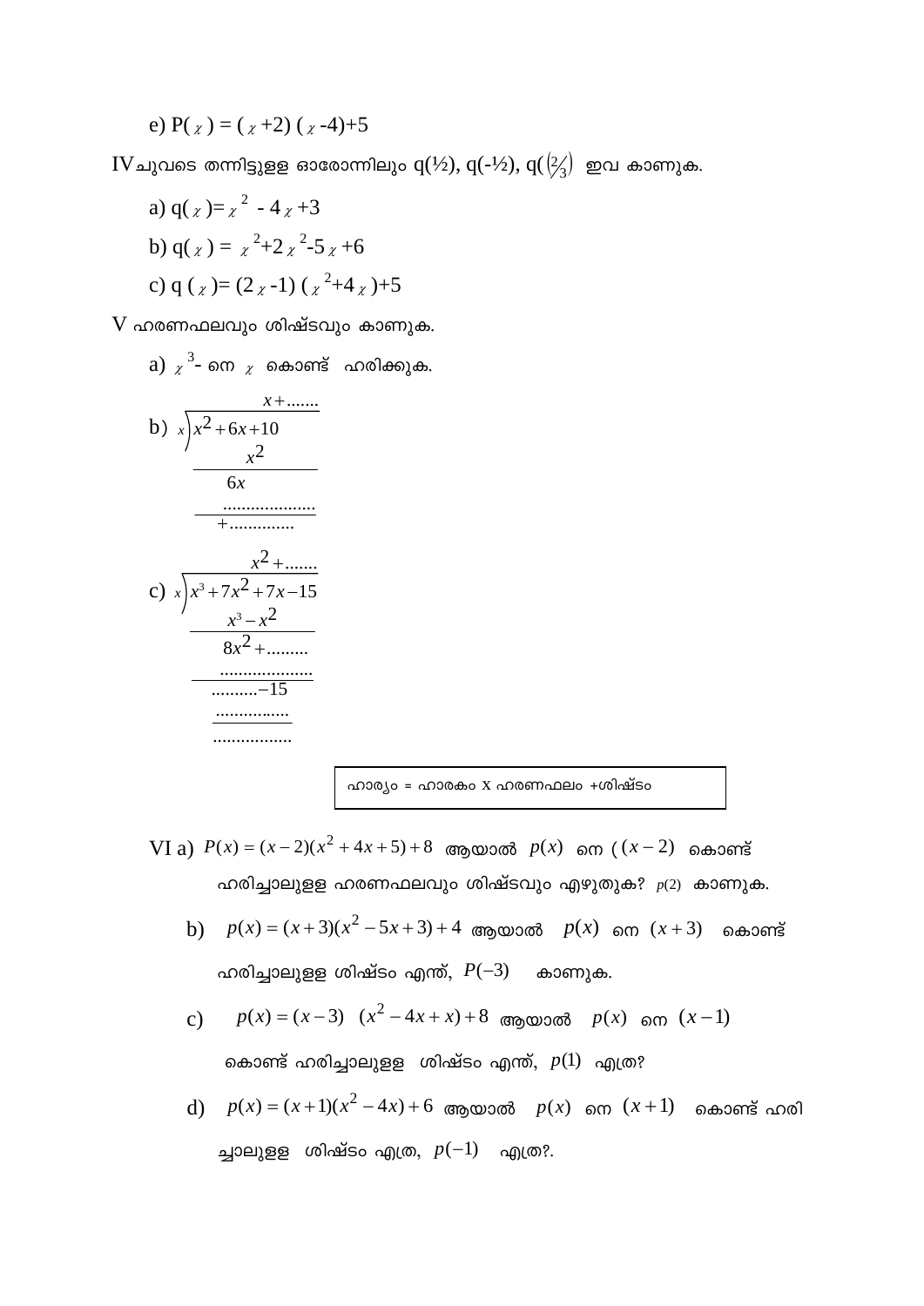e) $P(x) = (x+2)(x-4)+5$

IV ചുവടെ തന്നിട്ടുള്ള ഓരോന്നിലും $q(½)$, $q(-½)$, $q(\frac{2}{3})$ ഇവ കാണുക.

a) $q(x) = x^2 - 4x + 3$

b) $q(x) = x^2 + 2x^2 - 5x + 6$

c) $q(x) = (2x-1)(x^2+4x)+5$

V ഹരണഫലവും ശിഷ്ടവും കാണുക.

a) $x^3$- നെ $x$ കൊണ്ട് ഹരിക്കുക.

b)

$$
\begin{array}{r|l}
 & x + \ldots\ldots \\
\hline
x & x^2 + 6x + 10 \\
 & x^2 \\
\hline
 & 6x \\
 & \ldots\ldots\ldots\ldots \\
\hline
 & + \ldots\ldots\ldots\ldots
\end{array}
$$

c)

$$
\begin{array}{r|l}
 & x^2 + \ldots\ldots \\
\hline
x & x^3 + 7x^2 + 7x - 15 \\
 & x^3 - x^2 \\
\hline
 & 8x^2 + \ldots\ldots \\
 & \ldots\ldots\ldots\ldots \\
\hline
 & \ldots\ldots - 15 \\
 & \ldots\ldots\ldots\ldots \\
\hline
 & \ldots\ldots\ldots\ldots
\end{array}
$$

| ഹാര്യം = ഹാരകം x ഹരണഫലം +ശിഷ്ടം |
|---|

VI a) $P(x) = (x-2)(x^2+4x+5)+8$ ആയാൽ $p(x)$ നെ ( $(x-2)$ കൊണ്ട് ഹരിച്ചാലുള്ള ഹരണഫലവും ശിഷ്ടവും എഴുതുക? $p(2)$ കാണുക.

b) $p(x) = (x+3)(x^2-5x+3)+4$ ആയാൽ $p(x)$ നെ $(x+3)$ കൊണ്ട് ഹരിച്ചാലുള്ള ശിഷ്ടം എന്ത്, $P(-3)$ കാണുക.

c) $p(x) = (x-3)\ (x^2-4x+x)+8$ ആയാൽ $p(x)$ നെ $(x-1)$ കൊണ്ട് ഹരിച്ചാലുള്ള ശിഷ്ടം എന്ത്, $p(1)$ എത്ര?

d) $p(x) = (x+1)(x^2-4x)+6$ ആയാൽ $p(x)$ നെ $(x+1)$ കൊണ്ട് ഹരിച്ചാലുള്ള ശിഷ്ടം എത്ര, $p(-1)$ എത്ര?.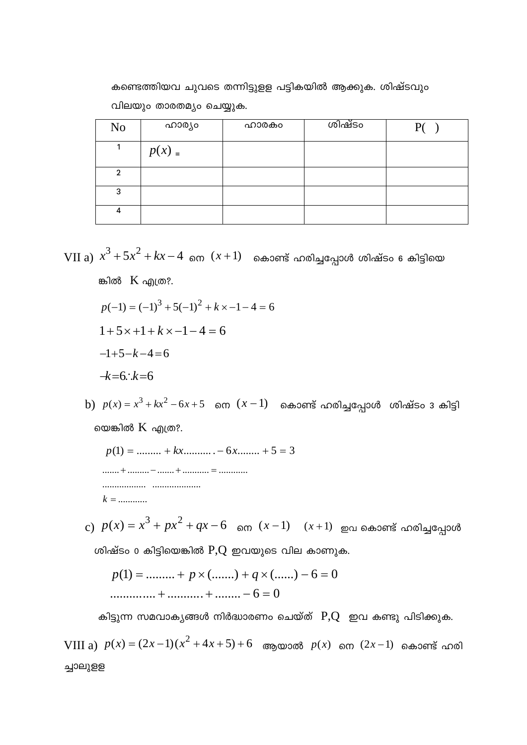കണ്ടെത്തിയവ ചുവടെ തന്നിട്ടുള്ള പട്ടികയിൽ ആക്കുക. ശിഷ്ടവും വിലയും താരതമ്യം ചെയ്യുക.

| No | ഹാര്യം | ഹാരകം | ശിഷ്ടം | P( ) |
|---|---|---|---|---|
| 1 | $p(x)$ = | | | |
| 2 | | | | |
| 3 | | | | |
| 4 | | | | |

VII a) $x^3+5x^2+kx-4$ നെ $(x+1)$ കൊണ്ട് ഹരിച്ചപ്പോൾ ശിഷ്ടം 6 കിട്ടിയെങ്കിൽ K എത്ര?.

$p(-1)=(-1)^3+5(-1)^2+k\times -1-4=6$

$1+5\times +1+k\times -1-4=6$

$-1+5-k-4=6$

$-k=6 \therefore k=6$

b) $p(x)=x^3+kx^2-6x+5$ നെ $(x-1)$ കൊണ്ട് ഹരിച്ചപ്പോൾ ശിഷ്ടം 3 കിട്ടിയെങ്കിൽ K എത്ര?.

$p(1)=.........+kx..........-6x........+5=3$

$.......+.........-.......+...........=............$

$..................\quad ....................$

$k=............$

c) $p(x)=x^3+px^2+qx-6$ നെ $(x-1)$ $(x+1)$ ഇവ കൊണ്ട് ഹരിച്ചപ്പോൾ ശിഷ്ടം 0 കിട്ടിയെങ്കിൽ P,Q ഇവയുടെ വില കാണുക.

$p(1)=.........+p\times(.......)+q\times(......)-6=0$

$..............+...........+........-6=0$

കിട്ടുന്ന സമവാക്യങ്ങൾ നിർദ്ധാരണം ചെയ്ത് P,Q ഇവ കണ്ടു പിടിക്കുക.

VIII a) $p(x)=(2x-1)(x^2+4x+5)+6$ ആയാൽ $p(x)$ നെ $(2x-1)$ കൊണ്ട് ഹരിച്ചാലുള്ള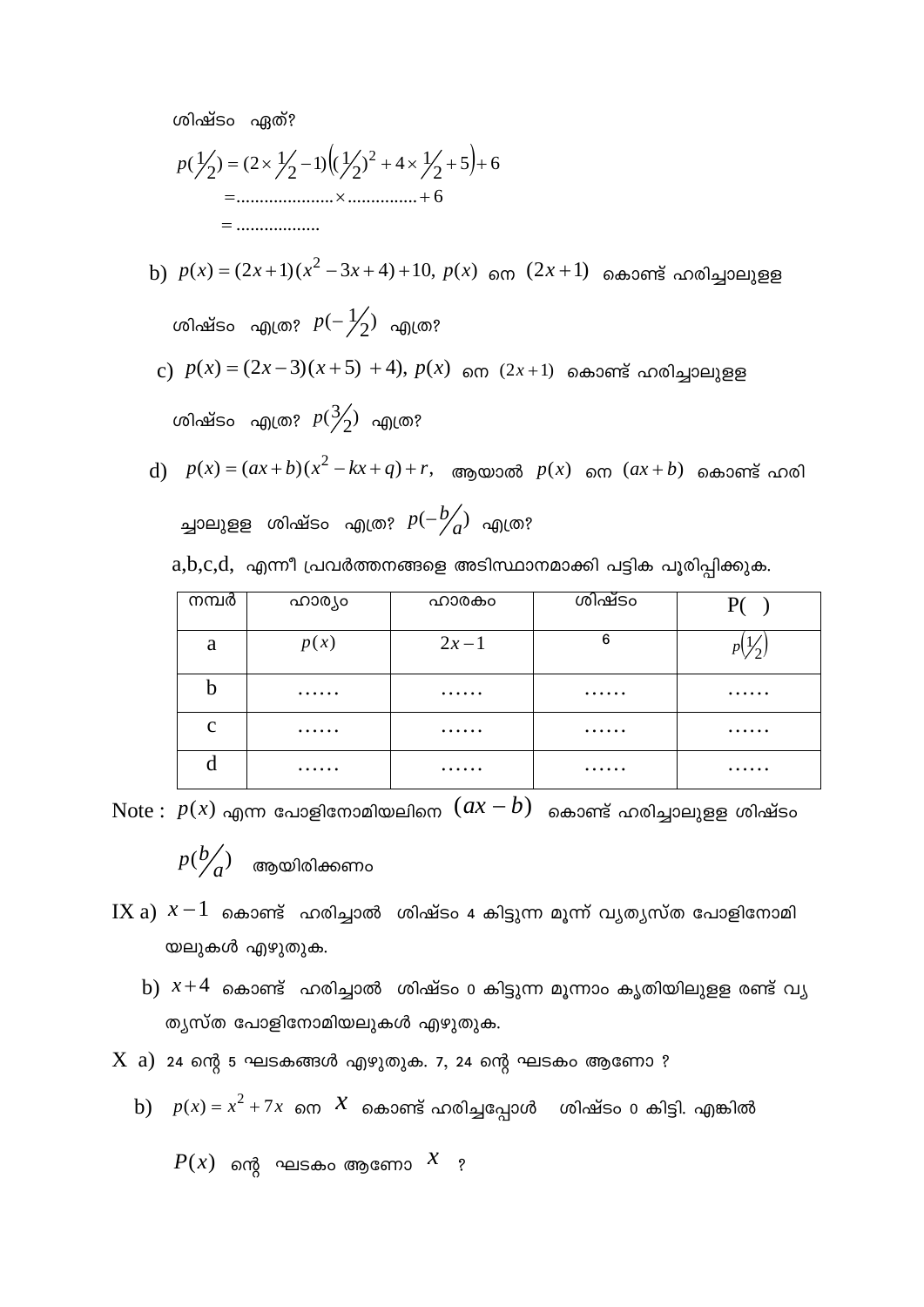ശിഷ്ടം ഏത്?

$$p(\tfrac{1}{2}) = (2\times \tfrac{1}{2} - 1)\left((\tfrac{1}{2})^2 + 4\times \tfrac{1}{2} + 5\right) + 6$$

$= \ldots\ldots\ldots\ldots\ldots\ldots \times \ldots\ldots\ldots\ldots\ldots + 6$

$= \ldots\ldots\ldots\ldots\ldots\ldots$

b) $p(x) = (2x+1)(x^2 - 3x + 4) + 10,\ p(x)$ നെ $(2x+1)$ കൊണ്ട് ഹരിച്ചാലുള്ള ശിഷ്ടം എത്ര? $p(-\tfrac{1}{2})$ എത്ര?

c) $p(x) = (2x-3)(x+5)\ +4),\ p(x)$ നെ $(2x+1)$ കൊണ്ട് ഹരിച്ചാലുള്ള ശിഷ്ടം എത്ര? $p(\tfrac{3}{2})$ എത്ര?

d) $p(x) = (ax+b)(x^2 - kx + q) + r,$ ആയാൽ $p(x)$ നെ $(ax+b)$ കൊണ്ട് ഹരിച്ചാലുള്ള ശിഷ്ടം എത്ര? $p(-\tfrac{b}{a})$ എത്ര?

a,b,c,d, എന്നീ പ്രവർത്തനങ്ങളെ അടിസ്ഥാനമാക്കി പട്ടിക പൂരിപ്പിക്കുക.

| നമ്പർ | ഹാര്യം | ഹാരകം | ശിഷ്ടം | P( ) |
|---|---|---|---|---|
| a | $p(x)$ | $2x-1$ | 6 | $p(\tfrac{1}{2})$ |
| b | …… | …… | …… | …… |
| c | …… | …… | …… | …… |
| d | …… | …… | …… | …… |

Note : $p(x)$ എന്ന പോളിനോമിയലിനെ $(ax-b)$ കൊണ്ട് ഹരിച്ചാലുള്ള ശിഷ്ടം $p(\tfrac{b}{a})$ ആയിരിക്കണം

IX a) $x-1$ കൊണ്ട് ഹരിച്ചാൽ ശിഷ്ടം 4 കിട്ടുന്ന മൂന്ന് വ്യത്യസ്ത പോളിനോമിയലുകൾ എഴുതുക.

b) $x+4$ കൊണ്ട് ഹരിച്ചാൽ ശിഷ്ടം 0 കിട്ടുന്ന മൂന്നാം കൃതിയിലുള്ള രണ്ട് വ്യത്യസ്ത പോളിനോമിയലുകൾ എഴുതുക.

X a) 24 ന്റെ 5 ഘടകങ്ങൾ എഴുതുക. 7, 24 ന്റെ ഘടകം ആണോ ?

b) $p(x) = x^2 + 7x$ നെ $x$ കൊണ്ട് ഹരിച്ചപ്പോൾ ശിഷ്ടം 0 കിട്ടി. എങ്കിൽ $P(x)$ ന്റെ ഘടകം ആണോ $x$ ?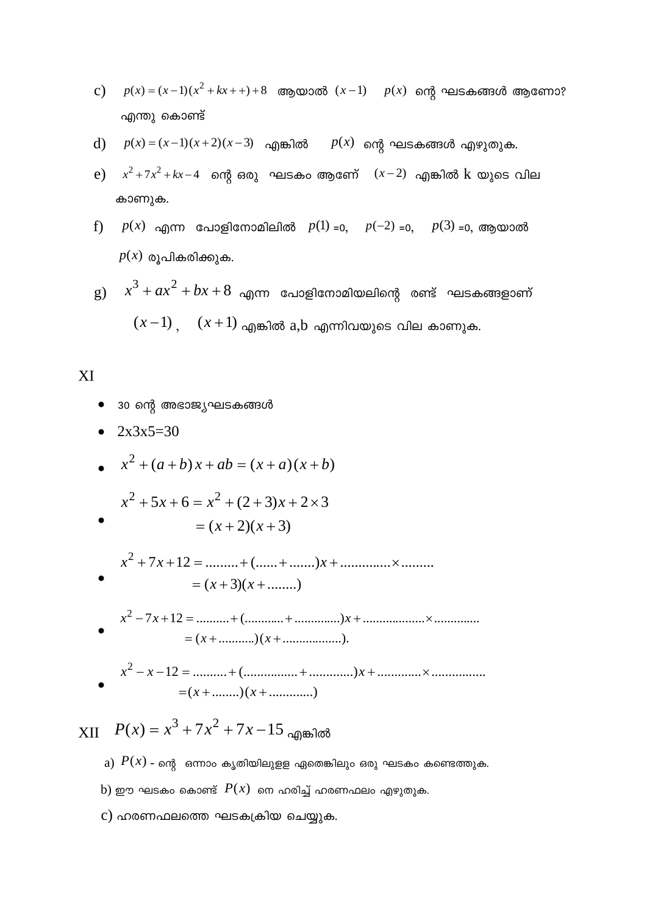c) $p(x) = (x-1)(x^2 + kx + +) + 8$ ആയാൽ $(x-1)$ $p(x)$ ന്റെ ഘടകങ്ങൾ ആണോ? എന്തു കൊണ്ട്

d) $p(x) = (x-1)(x+2)(x-3)$ എങ്കിൽ $p(x)$ ന്റെ ഘടകങ്ങൾ എഴുതുക.

e) $x^2 + 7x^2 + kx - 4$ ന്റെ ഒരു ഘടകം ആണേ് $(x-2)$ എങ്കിൽ k യുടെ വില കാണുക.

f) $p(x)$ എന്ന പോളിനോമിലിൽ $p(1)$ =0, $p(-2)$ =0, $p(3)$ =0, ആയാൽ $p(x)$ രൂപികരിക്കുക.

g) $x^3 + ax^2 + bx + 8$ എന്ന പോളിനോമിയലിന്റെ രണ്ട് ഘടകങ്ങളാണ് $(x-1)$ , $(x+1)$ എങ്കിൽ a,b എന്നിവയുടെ വില കാണുക.

XI

- 30 ന്റെ അഭാജ്യഘടകങ്ങൾ
- 2x3x5=30
- $x^2 + (a+b)x + ab = (x+a)(x+b)$
- $x^2 + 5x + 6 = x^2 + (2+3)x + 2 \times 3$
  $= (x+2)(x+3)$
- $x^2 + 7x + 12 = \ldots\ldots\ldots + (\ldots\ldots + \ldots\ldots\ldots)x + \ldots\ldots\ldots\ldots\ldots \times \ldots\ldots\ldots$
  $= (x+3)(x+\ldots\ldots\ldots)$
- $x^2 - 7x + 12 = \ldots\ldots\ldots\ldots + (\ldots\ldots\ldots\ldots + \ldots\ldots\ldots\ldots\ldots)x + \ldots\ldots\ldots\ldots\ldots\ldots\ldots \times \ldots\ldots\ldots\ldots\ldots$
  $= (x+\ldots\ldots\ldots\ldots)(x+\ldots\ldots\ldots\ldots\ldots\ldots).$
- $x^2 - x - 12 = \ldots\ldots\ldots\ldots + (\ldots\ldots\ldots\ldots\ldots\ldots + \ldots\ldots\ldots\ldots\ldots)x + \ldots\ldots\ldots\ldots\ldots \times \ldots\ldots\ldots\ldots\ldots\ldots$
  $= (x+\ldots\ldots\ldots)(x+\ldots\ldots\ldots\ldots\ldots)$

XII $P(x) = x^3 + 7x^2 + 7x - 15$ എങ്കിൽ

a) $P(x)$ - ന്റെ ഒന്നാം കൃതിയിലുള്ള ഏതെങ്കിലും ഒരു ഘടകം കണ്ടെത്തുക.

b) ഈ ഘടകം കൊണ്ട് $P(x)$ നെ ഹരിച്ച് ഹരണഫലം എഴുതുക.

c) ഹരണഫലത്തെ ഘടകക്രിയ ചെയ്യുക.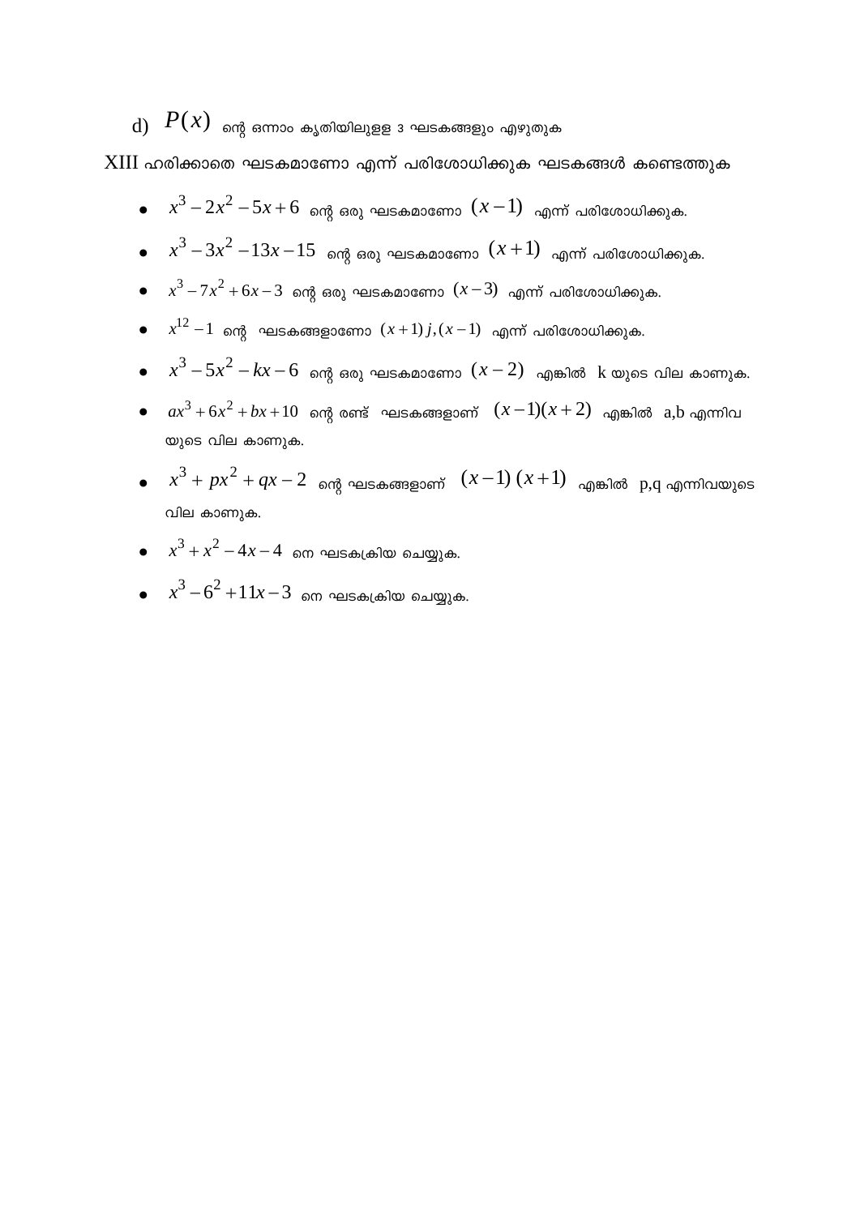d) $P(x)$ ന്റെ ഒന്നാം കൃതിയിലുള്ള 3 ഘടകങ്ങളും എഴുതുക

XIII ഹരിക്കാതെ ഘടകമാണോ എന്ന് പരിശോധിക്കുക ഘടകങ്ങൾ കണ്ടെത്തുക

- $x^3 - 2x^2 - 5x + 6$ ന്റെ ഒരു ഘടകമാണോ $(x-1)$ എന്ന് പരിശോധിക്കുക.
- $x^3 - 3x^2 - 13x - 15$ ന്റെ ഒരു ഘടകമാണോ $(x+1)$ എന്ന് പരിശോധിക്കുക.
- $x^3 - 7x^2 + 6x - 3$ ന്റെ ഒരു ഘടകമാണോ $(x-3)$ എന്ന് പരിശോധിക്കുക.
- $x^{12} - 1$ ന്റെ ഘടകങ്ങളാണോ $(x+1)j, (x-1)$ എന്ന് പരിശോധിക്കുക.
- $x^3 - 5x^2 - kx - 6$ ന്റെ ഒരു ഘടകമാണോ $(x-2)$ എങ്കിൽ k യുടെ വില കാണുക.
- $ax^3 + 6x^2 + bx + 10$ ന്റെ രണ്ട് ഘടകങ്ങളാണ് $(x-1)(x+2)$ എങ്കിൽ a,b എന്നിവ യുടെ വില കാണുക.
- $x^3 + px^2 + qx - 2$ ന്റെ ഘടകങ്ങളാണ് $(x-1)(x+1)$ എങ്കിൽ p,q എന്നിവയുടെ വില കാണുക.
- $x^3 + x^2 - 4x - 4$ നെ ഘടകക്രിയ ചെയ്യുക.
- $x^3 - 6^2 + 11x - 3$ നെ ഘടകക്രിയ ചെയ്യുക.